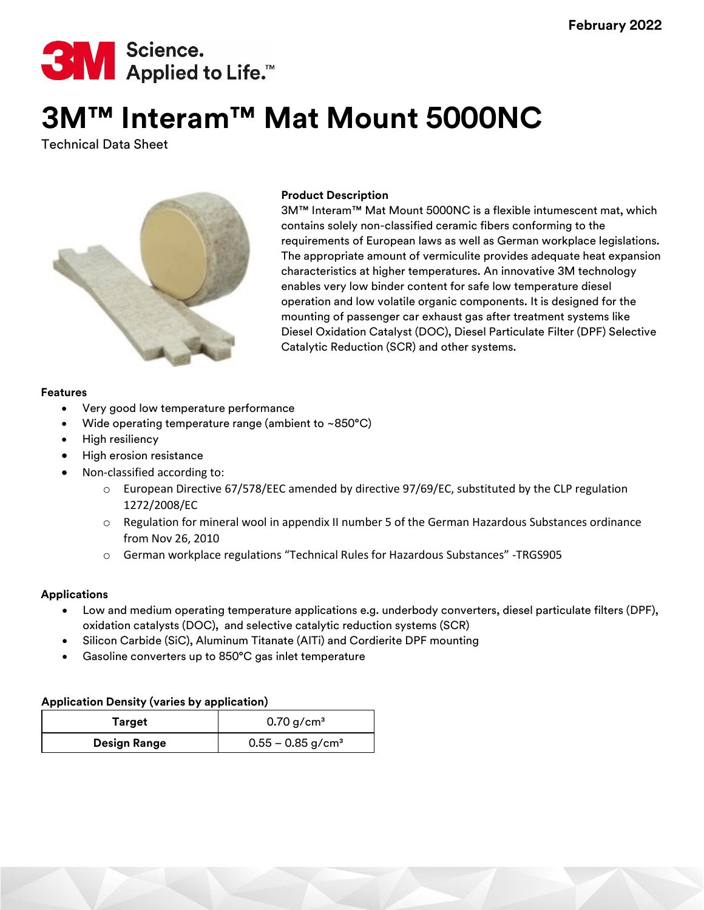February 2022

# 3M™ Interam™ Mat Mount 5000NC

Technical Data Sheet

### Product Description

3M™ Interam™ Mat Mount 5000NC is a flexible intumescent mat, which contains solely non-classified ceramic fibers conforming to the requirements of European laws as well as German workplace legislations. The appropriate amount of vermiculite provides adequate heat expansion characteristics at higher temperatures. An innovative 3M technology enables very low binder content for safe low temperature diesel operation and low volatile organic components. It is designed for the mounting of passenger car exhaust gas after treatment systems like Diesel Oxidation Catalyst (DOC), Diesel Particulate Filter (DPF) Selective Catalytic Reduction (SCR) and other systems.

### Features

- Very good low temperature performance
- Wide operating temperature range (ambient to ~850°C)
- High resiliency
- High erosion resistance
- Non-classified according to:
  - European Directive 67/578/EEC amended by directive 97/69/EC, substituted by the CLP regulation 1272/2008/EC
  - Regulation for mineral wool in appendix II number 5 of the German Hazardous Substances ordinance from Nov 26, 2010
  - German workplace regulations "Technical Rules for Hazardous Substances" -TRGS905

### Applications

- Low and medium operating temperature applications e.g. underbody converters, diesel particulate filters (DPF), oxidation catalysts (DOC), and selective catalytic reduction systems (SCR)
- Silicon Carbide (SiC), Aluminum Titanate (AlTi) and Cordierite DPF mounting
- Gasoline converters up to 850°C gas inlet temperature

### Application Density (varies by application)

| Target | 0.70 g/cm³ |
| --- | --- |
| Design Range | 0.55 – 0.85 g/cm³ |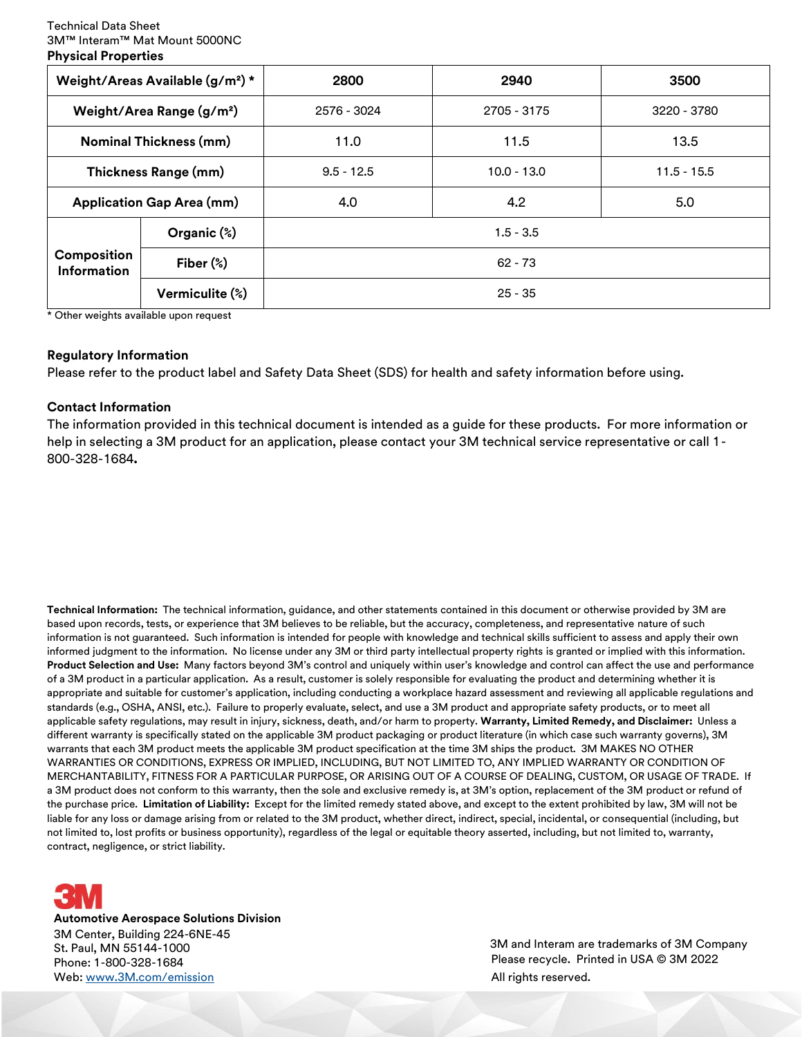Technical Data Sheet
3M™ Interam™ Mat Mount 5000NC

**Physical Properties**

| Weight/Areas Available (g/m²) * | | 2800 | 2940 | 3500 |
|---|---|---|---|---|
| Weight/Area Range (g/m²) | | 2576 - 3024 | 2705 - 3175 | 3220 - 3780 |
| Nominal Thickness (mm) | | 11.0 | 11.5 | 13.5 |
| Thickness Range (mm) | | 9.5 - 12.5 | 10.0 - 13.0 | 11.5 - 15.5 |
| Application Gap Area (mm) | | 4.0 | 4.2 | 5.0 |
| Composition Information | Organic (%) | 1.5 - 3.5 | | |
| | Fiber (%) | 62 - 73 | | |
| | Vermiculite (%) | 25 - 35 | | |

* Other weights available upon request

**Regulatory Information**

Please refer to the product label and Safety Data Sheet (SDS) for health and safety information before using.

**Contact Information**

The information provided in this technical document is intended as a guide for these products. For more information or help in selecting a 3M product for an application, please contact your 3M technical service representative or call 1-800-328-1684.

**Technical Information:** The technical information, guidance, and other statements contained in this document or otherwise provided by 3M are based upon records, tests, or experience that 3M believes to be reliable, but the accuracy, completeness, and representative nature of such information is not guaranteed. Such information is intended for people with knowledge and technical skills sufficient to assess and apply their own informed judgment to the information. No license under any 3M or third party intellectual property rights is granted or implied with this information. **Product Selection and Use:** Many factors beyond 3M's control and uniquely within user's knowledge and control can affect the use and performance of a 3M product in a particular application. As a result, customer is solely responsible for evaluating the product and determining whether it is appropriate and suitable for customer's application, including conducting a workplace hazard assessment and reviewing all applicable regulations and standards (e.g., OSHA, ANSI, etc.). Failure to properly evaluate, select, and use a 3M product and appropriate safety products, or to meet all applicable safety regulations, may result in injury, sickness, death, and/or harm to property. **Warranty, Limited Remedy, and Disclaimer:** Unless a different warranty is specifically stated on the applicable 3M product packaging or product literature (in which case such warranty governs), 3M warrants that each 3M product meets the applicable 3M product specification at the time 3M ships the product. 3M MAKES NO OTHER WARRANTIES OR CONDITIONS, EXPRESS OR IMPLIED, INCLUDING, BUT NOT LIMITED TO, ANY IMPLIED WARRANTY OR CONDITION OF MERCHANTABILITY, FITNESS FOR A PARTICULAR PURPOSE, OR ARISING OUT OF A COURSE OF DEALING, CUSTOM, OR USAGE OF TRADE. If a 3M product does not conform to this warranty, then the sole and exclusive remedy is, at 3M's option, replacement of the 3M product or refund of the purchase price. **Limitation of Liability:** Except for the limited remedy stated above, and except to the extent prohibited by law, 3M will not be liable for any loss or damage arising from or related to the 3M product, whether direct, indirect, special, incidental, or consequential (including, but not limited to, lost profits or business opportunity), regardless of the legal or equitable theory asserted, including, but not limited to, warranty, contract, negligence, or strict liability.

3M

**Automotive Aerospace Solutions Division**
3M Center, Building 224-6NE-45
St. Paul, MN 55144-1000
Phone: 1-800-328-1684
Web: www.3M.com/emission

3M and Interam are trademarks of 3M Company
Please recycle. Printed in USA © 3M 2022
All rights reserved.